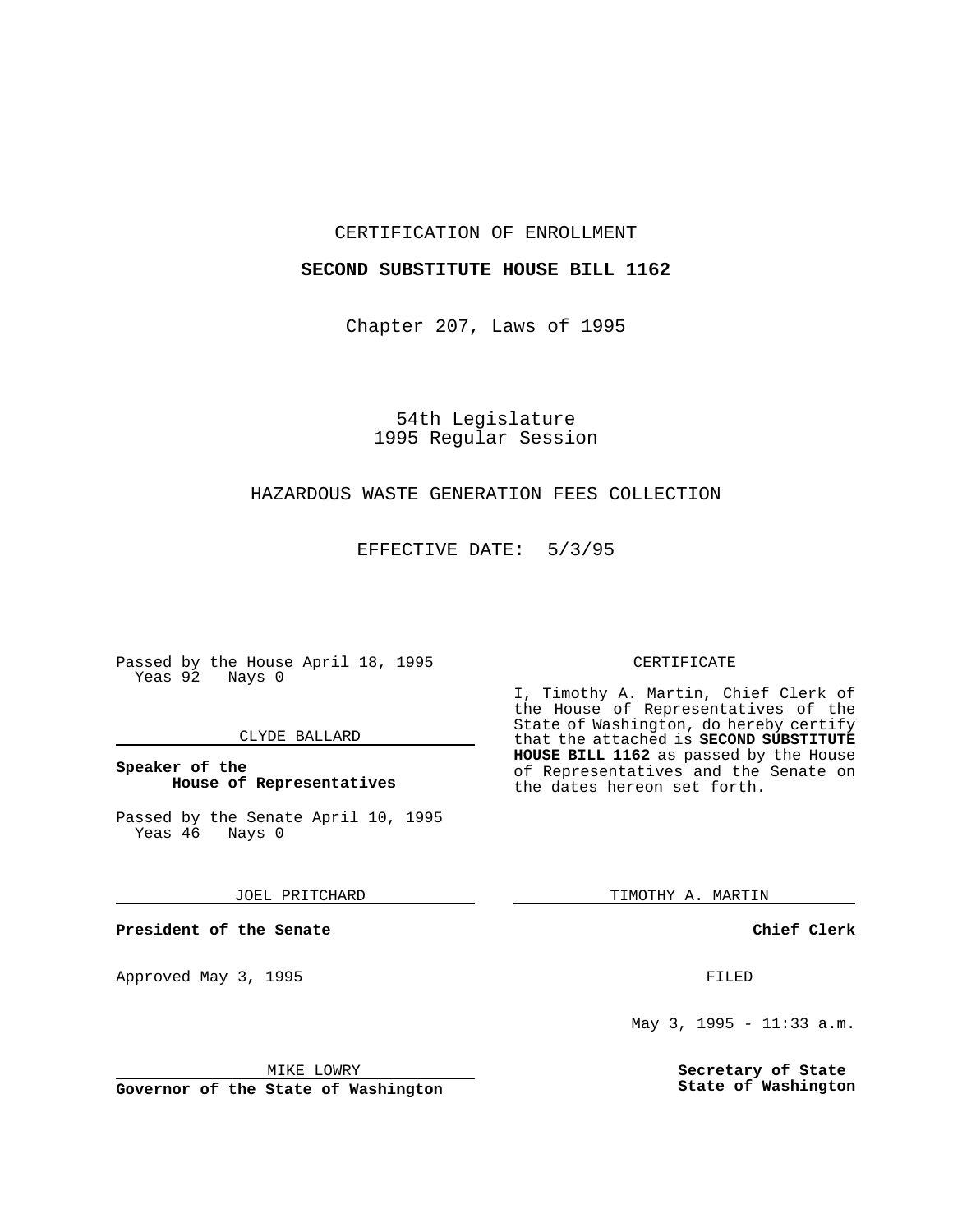CERTIFICATION OF ENROLLMENT

**SECOND SUBSTITUTE HOUSE BILL 1162**

Chapter 207, Laws of 1995

54th Legislature
1995 Regular Session

HAZARDOUS WASTE GENERATION FEES COLLECTION

EFFECTIVE DATE: 5/3/95

Passed by the House April 18, 1995
Yeas 92 Nays 0

CLYDE BALLARD

**Speaker of the House of Representatives**

Passed by the Senate April 10, 1995
Yeas 46 Nays 0

JOEL PRITCHARD

**President of the Senate**

Approved May 3, 1995

MIKE LOWRY

**Governor of the State of Washington**

CERTIFICATE

I, Timothy A. Martin, Chief Clerk of the House of Representatives of the State of Washington, do hereby certify that the attached is **SECOND SUBSTITUTE HOUSE BILL 1162** as passed by the House of Representatives and the Senate on the dates hereon set forth.

TIMOTHY A. MARTIN

**Chief Clerk**

FILED

May 3, 1995 - 11:33 a.m.

**Secretary of State**
**State of Washington**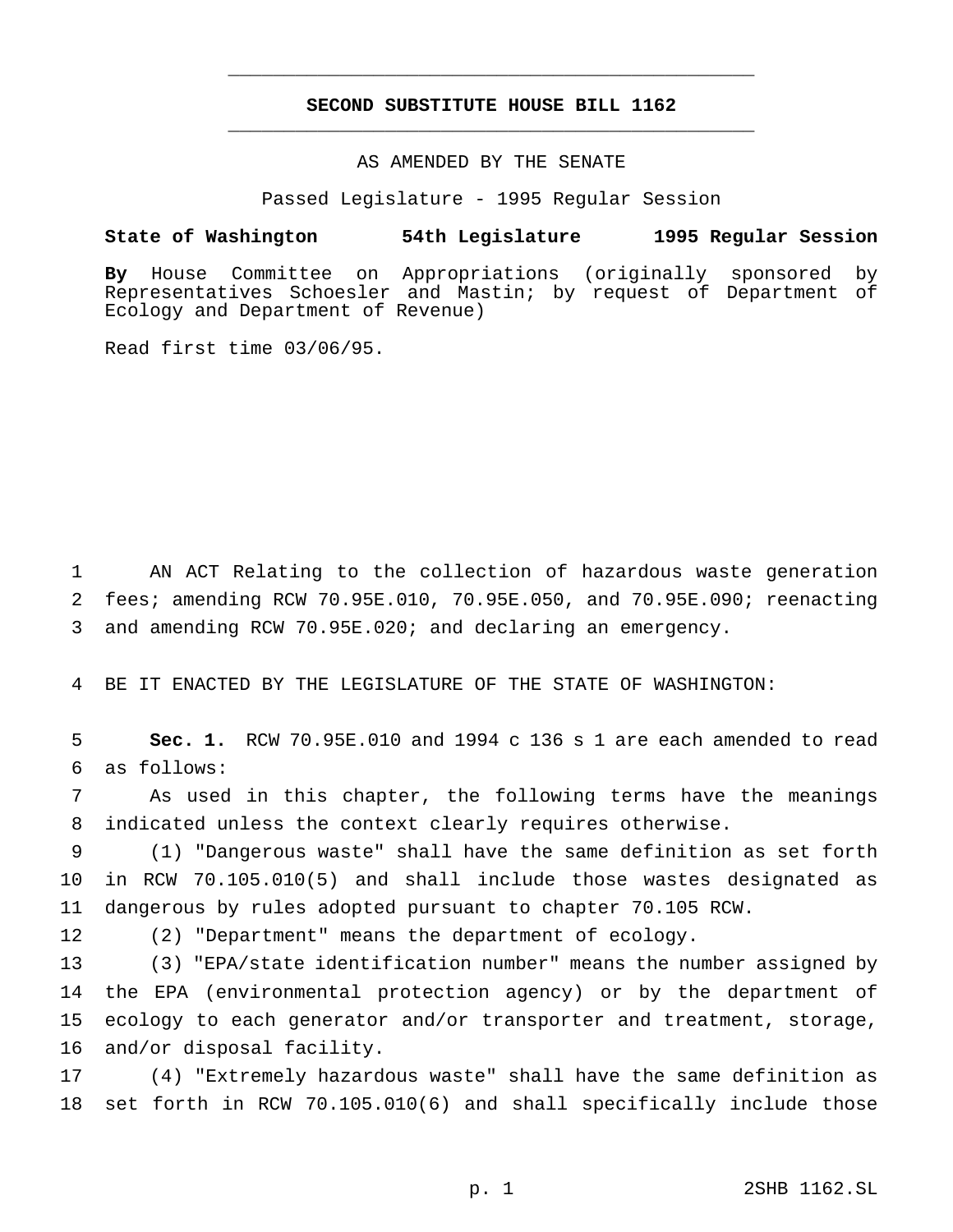# SECOND SUBSTITUTE HOUSE BILL 1162

AS AMENDED BY THE SENATE

Passed Legislature - 1995 Regular Session

**State of Washington 54th Legislature 1995 Regular Session**

**By** House Committee on Appropriations (originally sponsored by Representatives Schoesler and Mastin; by request of Department of Ecology and Department of Revenue)

Read first time 03/06/95.

AN ACT Relating to the collection of hazardous waste generation fees; amending RCW 70.95E.010, 70.95E.050, and 70.95E.090; reenacting and amending RCW 70.95E.020; and declaring an emergency.

BE IT ENACTED BY THE LEGISLATURE OF THE STATE OF WASHINGTON:

**Sec. 1.** RCW 70.95E.010 and 1994 c 136 s 1 are each amended to read as follows:

As used in this chapter, the following terms have the meanings indicated unless the context clearly requires otherwise.

(1) "Dangerous waste" shall have the same definition as set forth in RCW 70.105.010(5) and shall include those wastes designated as dangerous by rules adopted pursuant to chapter 70.105 RCW.

(2) "Department" means the department of ecology.

(3) "EPA/state identification number" means the number assigned by the EPA (environmental protection agency) or by the department of ecology to each generator and/or transporter and treatment, storage, and/or disposal facility.

(4) "Extremely hazardous waste" shall have the same definition as set forth in RCW 70.105.010(6) and shall specifically include those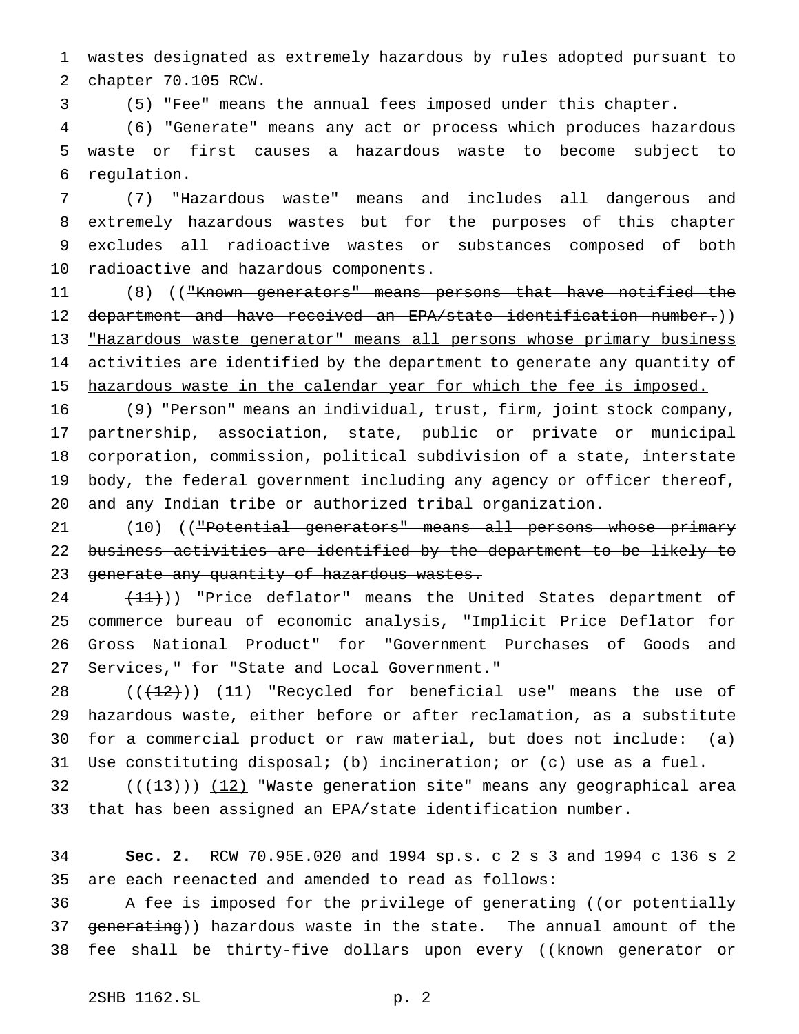wastes designated as extremely hazardous by rules adopted pursuant to chapter 70.105 RCW.

(5) "Fee" means the annual fees imposed under this chapter.

(6) "Generate" means any act or process which produces hazardous waste or first causes a hazardous waste to become subject to regulation.

(7) "Hazardous waste" means and includes all dangerous and extremely hazardous wastes but for the purposes of this chapter excludes all radioactive wastes or substances composed of both radioactive and hazardous components.

(8) ((~~"Known generators" means persons that have notified the department and have received an EPA/state identification number.~~)) <u>"Hazardous waste generator" means all persons whose primary business activities are identified by the department to generate any quantity of hazardous waste in the calendar year for which the fee is imposed.</u>

(9) "Person" means an individual, trust, firm, joint stock company, partnership, association, state, public or private or municipal corporation, commission, political subdivision of a state, interstate body, the federal government including any agency or officer thereof, and any Indian tribe or authorized tribal organization.

(10) ((~~"Potential generators" means all persons whose primary business activities are identified by the department to be likely to generate any quantity of hazardous wastes.~~

~~(11)~~)) "Price deflator" means the United States department of commerce bureau of economic analysis, "Implicit Price Deflator for Gross National Product" for "Government Purchases of Goods and Services," for "State and Local Government."

((~~(12)~~)) <u>(11)</u> "Recycled for beneficial use" means the use of hazardous waste, either before or after reclamation, as a substitute for a commercial product or raw material, but does not include: (a) Use constituting disposal; (b) incineration; or (c) use as a fuel.

((~~(13)~~)) <u>(12)</u> "Waste generation site" means any geographical area that has been assigned an EPA/state identification number.

**Sec. 2.** RCW 70.95E.020 and 1994 sp.s. c 2 s 3 and 1994 c 136 s 2 are each reenacted and amended to read as follows:

A fee is imposed for the privilege of generating ((~~or potentially generating~~)) hazardous waste in the state. The annual amount of the fee shall be thirty-five dollars upon every ((~~known generator or~~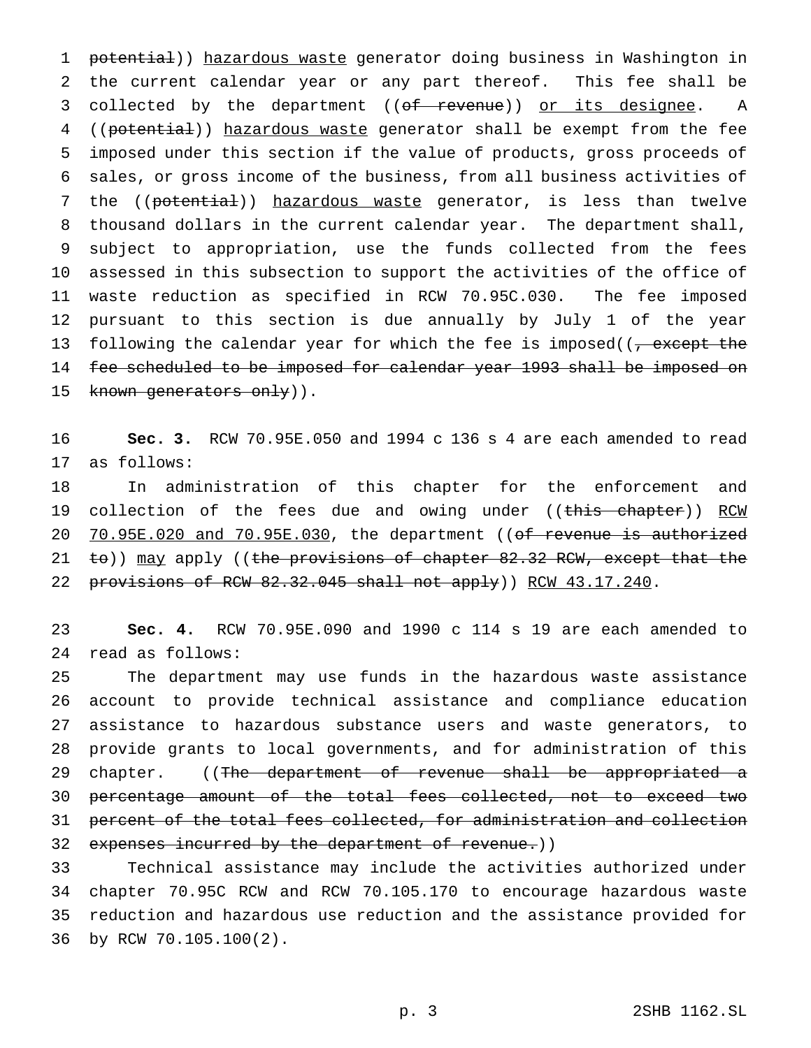potential)) hazardous waste generator doing business in Washington in the current calendar year or any part thereof. This fee shall be collected by the department ((of revenue)) or its designee. A ((potential)) hazardous waste generator shall be exempt from the fee imposed under this section if the value of products, gross proceeds of sales, or gross income of the business, from all business activities of the ((potential)) hazardous waste generator, is less than twelve thousand dollars in the current calendar year. The department shall, subject to appropriation, use the funds collected from the fees assessed in this subsection to support the activities of the office of waste reduction as specified in RCW 70.95C.030. The fee imposed pursuant to this section is due annually by July 1 of the year following the calendar year for which the fee is imposed((, except the fee scheduled to be imposed for calendar year 1993 shall be imposed on known generators only)).

**Sec. 3.** RCW 70.95E.050 and 1994 c 136 s 4 are each amended to read as follows:

In administration of this chapter for the enforcement and collection of the fees due and owing under ((this chapter)) RCW 70.95E.020 and 70.95E.030, the department ((of revenue is authorized to)) may apply ((the provisions of chapter 82.32 RCW, except that the provisions of RCW 82.32.045 shall not apply)) RCW 43.17.240.

**Sec. 4.** RCW 70.95E.090 and 1990 c 114 s 19 are each amended to read as follows:

The department may use funds in the hazardous waste assistance account to provide technical assistance and compliance education assistance to hazardous substance users and waste generators, to provide grants to local governments, and for administration of this chapter. ((The department of revenue shall be appropriated a percentage amount of the total fees collected, not to exceed two percent of the total fees collected, for administration and collection expenses incurred by the department of revenue.))

Technical assistance may include the activities authorized under chapter 70.95C RCW and RCW 70.105.170 to encourage hazardous waste reduction and hazardous use reduction and the assistance provided for by RCW 70.105.100(2).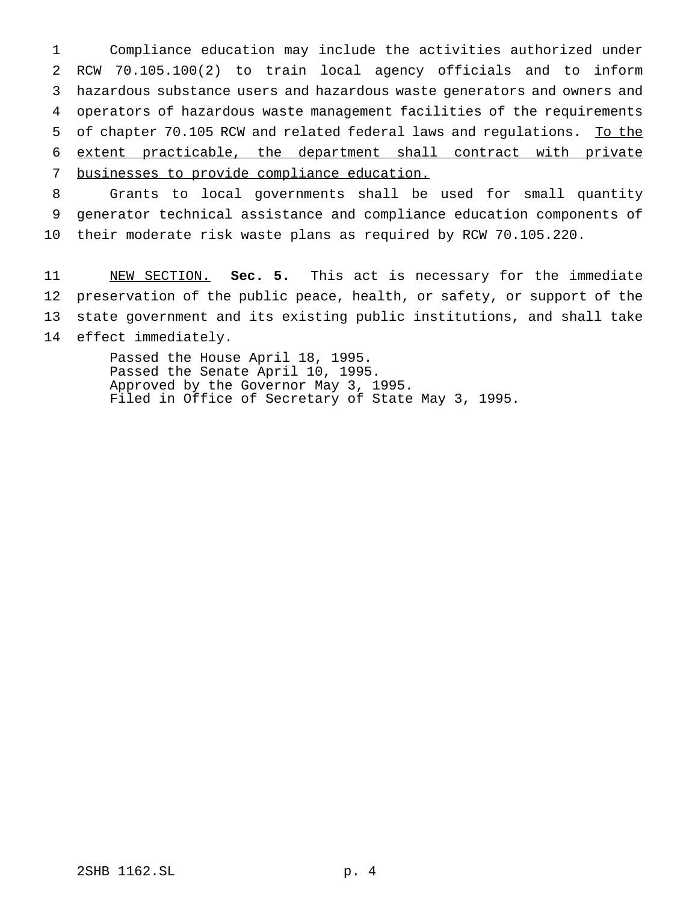Compliance education may include the activities authorized under RCW 70.105.100(2) to train local agency officials and to inform hazardous substance users and hazardous waste generators and owners and operators of hazardous waste management facilities of the requirements of chapter 70.105 RCW and related federal laws and regulations. <u>To the extent practicable, the department shall contract with private businesses to provide compliance education.</u>

Grants to local governments shall be used for small quantity generator technical assistance and compliance education components of their moderate risk waste plans as required by RCW 70.105.220.

<u>NEW SECTION.</u> **Sec. 5.** This act is necessary for the immediate preservation of the public peace, health, or safety, or support of the state government and its existing public institutions, and shall take effect immediately.

Passed the House April 18, 1995.
Passed the Senate April 10, 1995.
Approved by the Governor May 3, 1995.
Filed in Office of Secretary of State May 3, 1995.